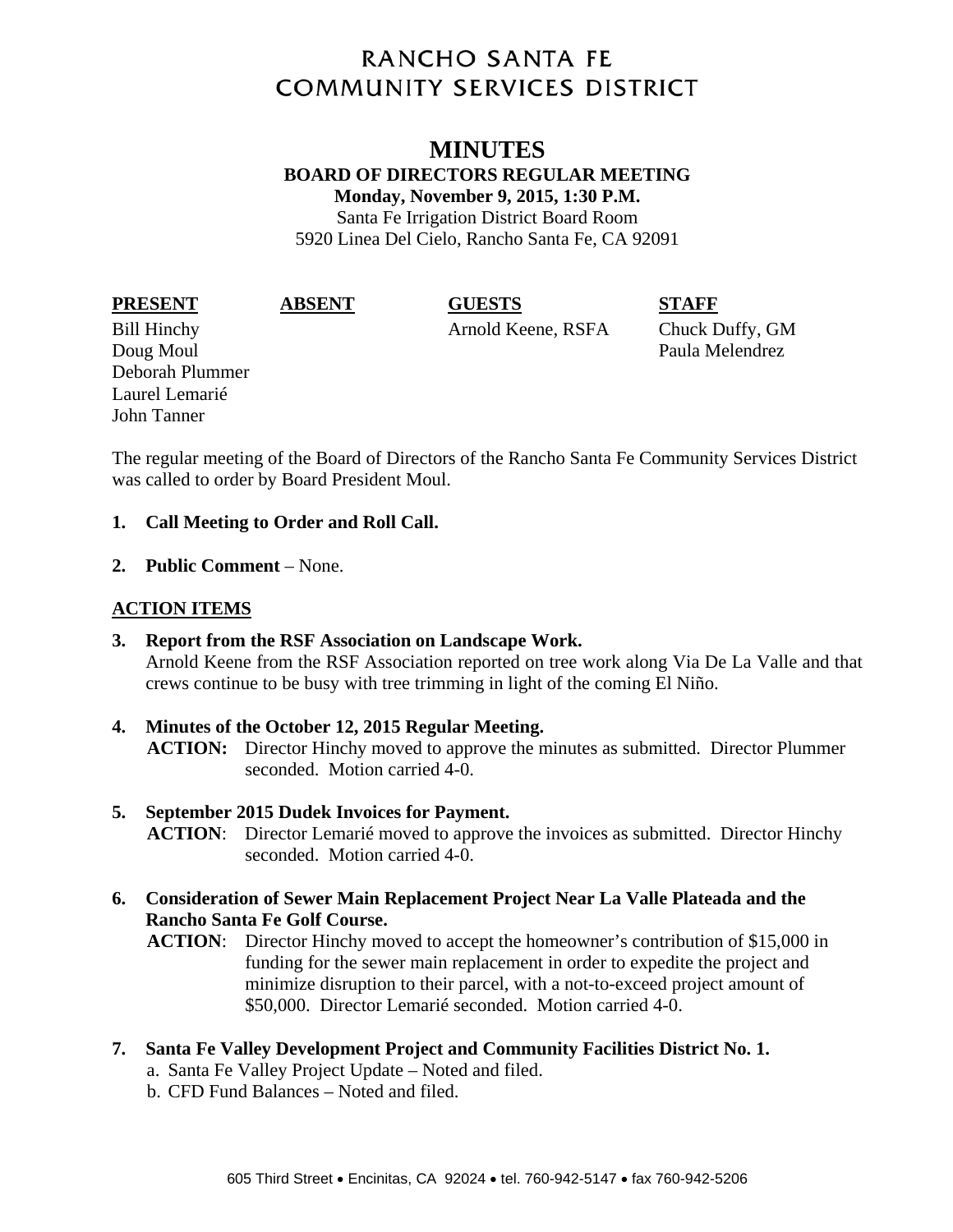# RANCHO SANTA FE COMMUNITY SERVICES DISTRICT

## MINUTES

**BOARD OF DIRECTORS REGULAR MEETING**

**Monday, November 9, 2015, 1:30 P.M.**

Santa Fe Irrigation District Board Room
5920 Linea Del Cielo, Rancho Santa Fe, CA 92091

| PRESENT | ABSENT | GUESTS | STAFF |
|---|---|---|---|
| Bill Hinchy | | Arnold Keene, RSFA | Chuck Duffy, GM |
| Doug Moul | | | Paula Melendrez |
| Deborah Plummer | | | |
| Laurel Lemarié | | | |
| John Tanner | | | |

The regular meeting of the Board of Directors of the Rancho Santa Fe Community Services District was called to order by Board President Moul.

1. **Call Meeting to Order and Roll Call.**

2. **Public Comment** – None.

**ACTION ITEMS**

3. **Report from the RSF Association on Landscape Work.**
   Arnold Keene from the RSF Association reported on tree work along Via De La Valle and that crews continue to be busy with tree trimming in light of the coming El Niño.

4. **Minutes of the October 12, 2015 Regular Meeting.**
   **ACTION:** Director Hinchy moved to approve the minutes as submitted. Director Plummer seconded. Motion carried 4-0.

5. **September 2015 Dudek Invoices for Payment.**
   **ACTION**: Director Lemarié moved to approve the invoices as submitted. Director Hinchy seconded. Motion carried 4-0.

6. **Consideration of Sewer Main Replacement Project Near La Valle Plateada and the Rancho Santa Fe Golf Course.**
   **ACTION**: Director Hinchy moved to accept the homeowner's contribution of $15,000 in funding for the sewer main replacement in order to expedite the project and minimize disruption to their parcel, with a not-to-exceed project amount of $50,000. Director Lemarié seconded. Motion carried 4-0.

7. **Santa Fe Valley Development Project and Community Facilities District No. 1.**
   a. Santa Fe Valley Project Update – Noted and filed.
   b. CFD Fund Balances – Noted and filed.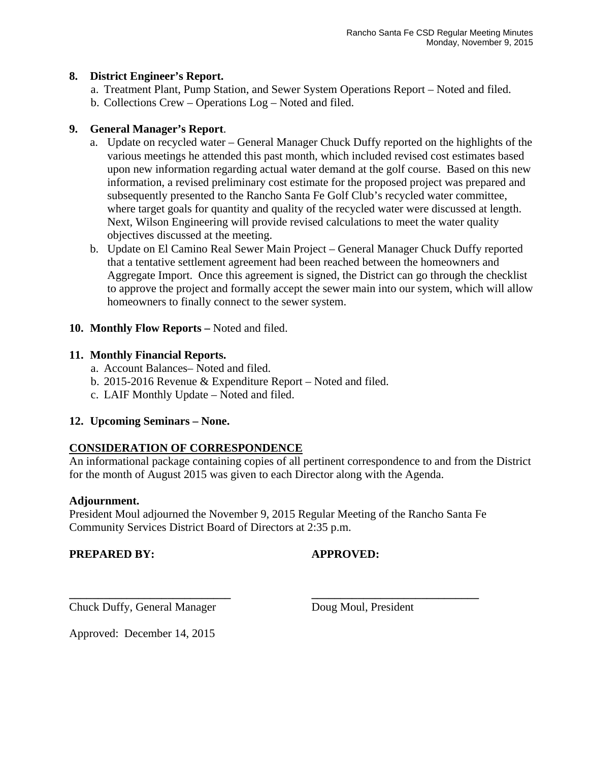**8. District Engineer's Report.**

a. Treatment Plant, Pump Station, and Sewer System Operations Report – Noted and filed.
b. Collections Crew – Operations Log – Noted and filed.

**9. General Manager's Report**.

a. Update on recycled water – General Manager Chuck Duffy reported on the highlights of the various meetings he attended this past month, which included revised cost estimates based upon new information regarding actual water demand at the golf course. Based on this new information, a revised preliminary cost estimate for the proposed project was prepared and subsequently presented to the Rancho Santa Fe Golf Club's recycled water committee, where target goals for quantity and quality of the recycled water were discussed at length. Next, Wilson Engineering will provide revised calculations to meet the water quality objectives discussed at the meeting.
b. Update on El Camino Real Sewer Main Project – General Manager Chuck Duffy reported that a tentative settlement agreement had been reached between the homeowners and Aggregate Import. Once this agreement is signed, the District can go through the checklist to approve the project and formally accept the sewer main into our system, which will allow homeowners to finally connect to the sewer system.

**10. Monthly Flow Reports –** Noted and filed.

**11. Monthly Financial Reports.**

a. Account Balances– Noted and filed.
b. 2015-2016 Revenue & Expenditure Report – Noted and filed.
c. LAIF Monthly Update – Noted and filed.

**12. Upcoming Seminars – None.**

**CONSIDERATION OF CORRESPONDENCE**

An informational package containing copies of all pertinent correspondence to and from the District for the month of August 2015 was given to each Director along with the Agenda.

**Adjournment.**

President Moul adjourned the November 9, 2015 Regular Meeting of the Rancho Santa Fe Community Services District Board of Directors at 2:35 p.m.

**PREPARED BY:** **APPROVED:**

\_\_\_\_\_\_\_\_\_\_\_\_\_\_\_\_\_\_\_\_\_\_\_\_\_\_\_\_ \_\_\_\_\_\_\_\_\_\_\_\_\_\_\_\_\_\_\_\_\_\_\_\_\_\_\_\_\_\_

Chuck Duffy, General Manager Doug Moul, President

Approved: December 14, 2015